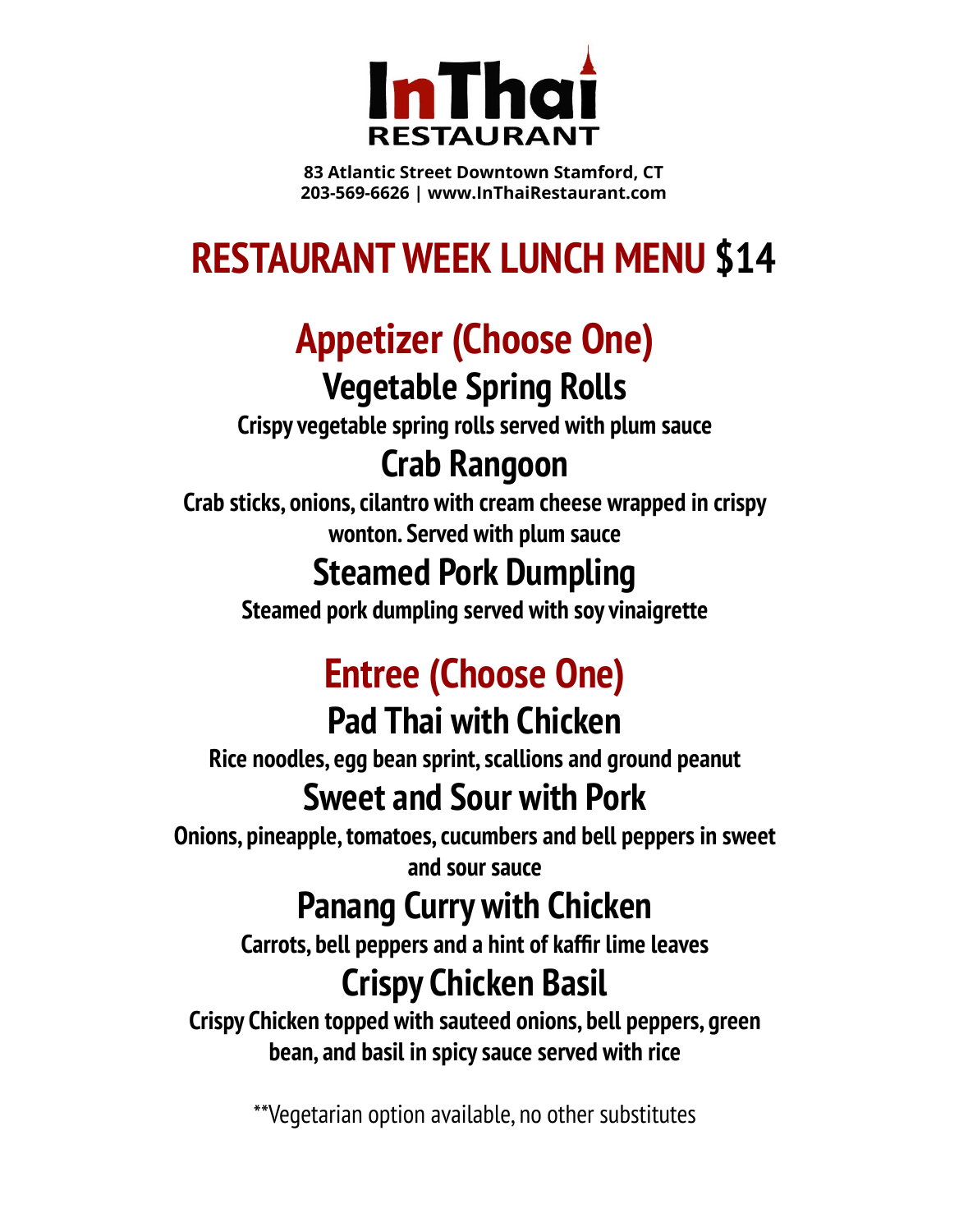# InThai RESTAURANT

**83 Atlantic Street Downtown Stamford, CT**
**203-569-6626 | www.InThaiRestaurant.com**

## RESTAURANT WEEK LUNCH MENU $14

## Appetizer (Choose One)

### Vegetable Spring Rolls

**Crispy vegetable spring rolls served with plum sauce**

### Crab Rangoon

**Crab sticks, onions, cilantro with cream cheese wrapped in crispy wonton. Served with plum sauce**

### Steamed Pork Dumpling

**Steamed pork dumpling served with soy vinaigrette**

## Entree (Choose One)

### Pad Thai with Chicken

**Rice noodles, egg bean sprint, scallions and ground peanut**

### Sweet and Sour with Pork

**Onions, pineapple, tomatoes, cucumbers and bell peppers in sweet and sour sauce**

### Panang Curry with Chicken

**Carrots, bell peppers and a hint of kaffir lime leaves**

### Crispy Chicken Basil

**Crispy Chicken topped with sauteed onions, bell peppers, green bean, and basil in spicy sauce served with rice**

**Vegetarian option available, no other substitutes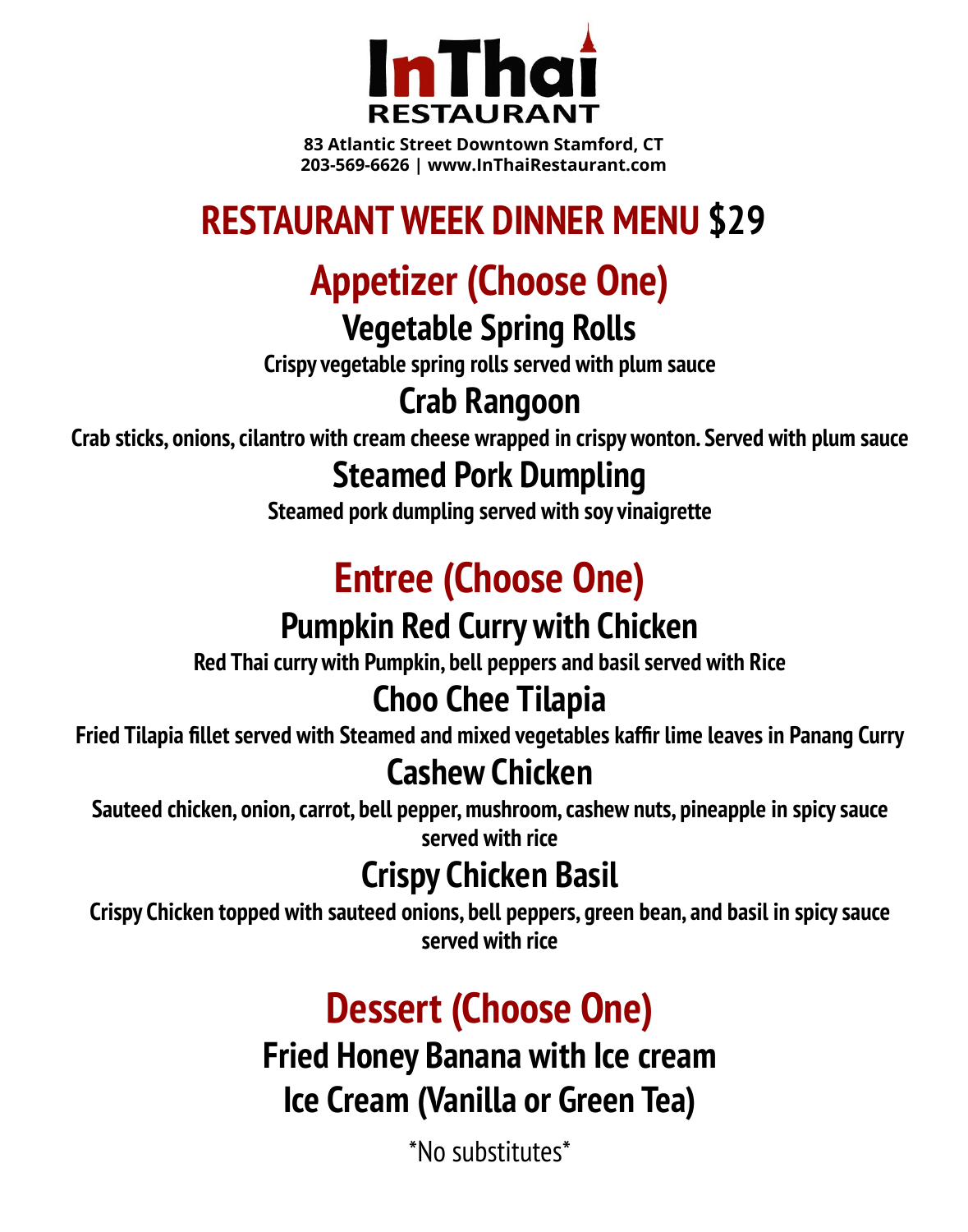# InThai RESTAURANT

**83 Atlantic Street Downtown Stamford, CT**
**203-569-6626 | www.InThaiRestaurant.com**

## RESTAURANT WEEK DINNER MENU $29

## Appetizer (Choose One)

### Vegetable Spring Rolls

**Crispy vegetable spring rolls served with plum sauce**

### Crab Rangoon

**Crab sticks, onions, cilantro with cream cheese wrapped in crispy wonton. Served with plum sauce**

### Steamed Pork Dumpling

**Steamed pork dumpling served with soy vinaigrette**

## Entree (Choose One)

### Pumpkin Red Curry with Chicken

**Red Thai curry with Pumpkin, bell peppers and basil served with Rice**

### Choo Chee Tilapia

**Fried Tilapia fillet served with Steamed and mixed vegetables kaffir lime leaves in Panang Curry**

### Cashew Chicken

**Sauteed chicken, onion, carrot, bell pepper, mushroom, cashew nuts, pineapple in spicy sauce served with rice**

### Crispy Chicken Basil

**Crispy Chicken topped with sauteed onions, bell peppers, green bean, and basil in spicy sauce served with rice**

## Dessert (Choose One)

### Fried Honey Banana with Ice cream

### Ice Cream (Vanilla or Green Tea)

*No substitutes*